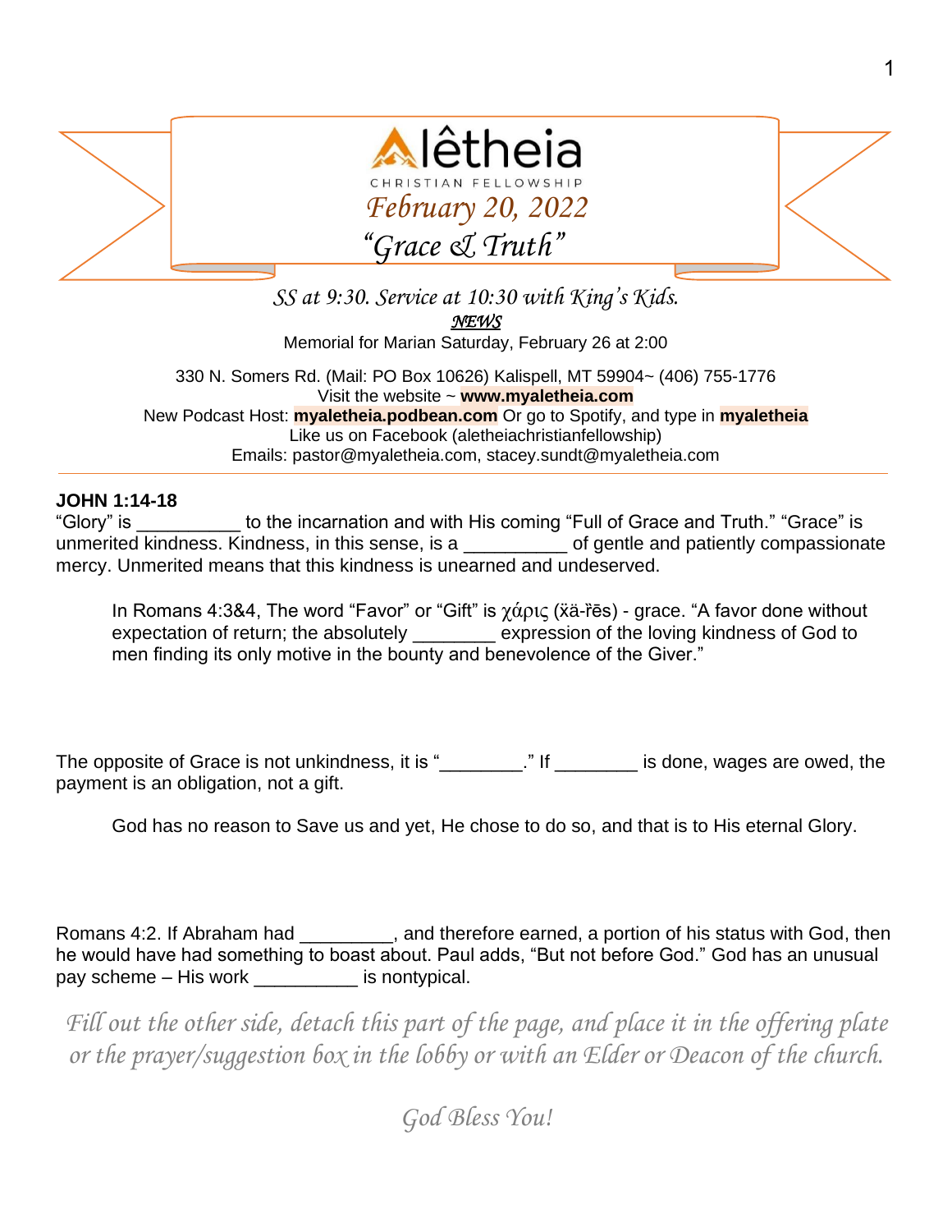# Alêtheia

CHRISTIAN FELLOWSHIP

*February 20, 2022*

*"Grace & Truth"*

*SS at 9:30. Service at 10:30 with King's Kids.*

***NEWS***

Memorial for Marian Saturday, February 26 at 2:00

330 N. Somers Rd. (Mail: PO Box 10626) Kalispell, MT 59904~ (406) 755-1776
Visit the website ~ **www.myaletheia.com**
New Podcast Host: **myaletheia.podbean.com** Or go to Spotify, and type in **myaletheia**
Like us on Facebook (aletheiachristianfellowship)
Emails: pastor@myaletheia.com, stacey.sundt@myaletheia.com

---

**JOHN 1:14-18**

"Glory" is __________ to the incarnation and with His coming "Full of Grace and Truth." "Grace" is unmerited kindness. Kindness, in this sense, is a __________ of gentle and patiently compassionate mercy. Unmerited means that this kindness is unearned and undeserved.

> In Romans 4:3&4, The word "Favor" or "Gift" is χάρις (ẍä-ȓēs) - grace. "A favor done without expectation of return; the absolutely ________ expression of the loving kindness of God to men finding its only motive in the bounty and benevolence of the Giver."

The opposite of Grace is not unkindness, it is "________." If ________ is done, wages are owed, the payment is an obligation, not a gift.

> God has no reason to Save us and yet, He chose to do so, and that is to His eternal Glory.

Romans 4:2. If Abraham had _________, and therefore earned, a portion of his status with God, then he would have had something to boast about. Paul adds, "But not before God." God has an unusual pay scheme – His work __________ is nontypical.

*Fill out the other side, detach this part of the page, and place it in the offering plate or the prayer/suggestion box in the lobby or with an Elder or Deacon of the church.*

*God Bless You!*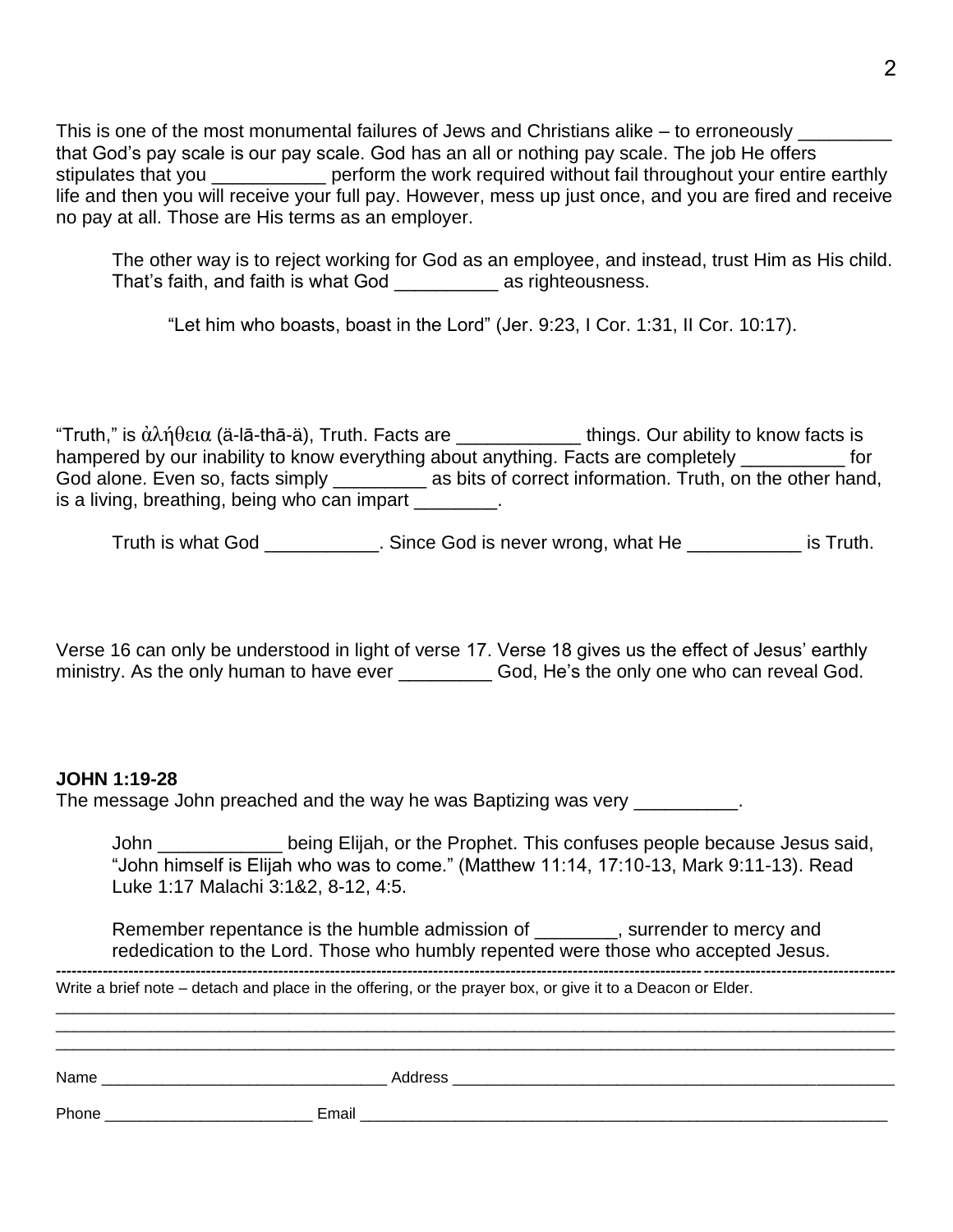This is one of the most monumental failures of Jews and Christians alike – to erroneously _________ that God's pay scale is our pay scale. God has an all or nothing pay scale. The job He offers stipulates that you ___________ perform the work required without fail throughout your entire earthly life and then you will receive your full pay. However, mess up just once, and you are fired and receive no pay at all. Those are His terms as an employer.

> The other way is to reject working for God as an employee, and instead, trust Him as His child. That's faith, and faith is what God __________ as righteousness.
>
> > "Let him who boasts, boast in the Lord" (Jer. 9:23, I Cor. 1:31, II Cor. 10:17).

"Truth," is ἀλήθεια (ä-lā-thā-ä), Truth. Facts are ____________ things. Our ability to know facts is hampered by our inability to know everything about anything. Facts are completely __________ for God alone. Even so, facts simply _________ as bits of correct information. Truth, on the other hand, is a living, breathing, being who can impart ________.

> Truth is what God ___________. Since God is never wrong, what He ___________ is Truth.

Verse 16 can only be understood in light of verse 17. Verse 18 gives us the effect of Jesus' earthly ministry. As the only human to have ever _________ God, He's the only one who can reveal God.

**JOHN 1:19-28**
The message John preached and the way he was Baptizing was very __________.

> John ____________ being Elijah, or the Prophet. This confuses people because Jesus said, "John himself is Elijah who was to come." (Matthew 11:14, 17:10-13, Mark 9:11-13). Read Luke 1:17 Malachi 3:1&2, 8-12, 4:5.
>
> Remember repentance is the humble admission of ________, surrender to mercy and rededication to the Lord. Those who humbly repented were those who accepted Jesus.

---

Write a brief note – detach and place in the offering, or the prayer box, or give it to a Deacon or Elder.

______________________________________________________________________________________

______________________________________________________________________________________

______________________________________________________________________________________

Name ________________________________ Address ______________________________________________

Phone _______________________ Email __________________________________________________________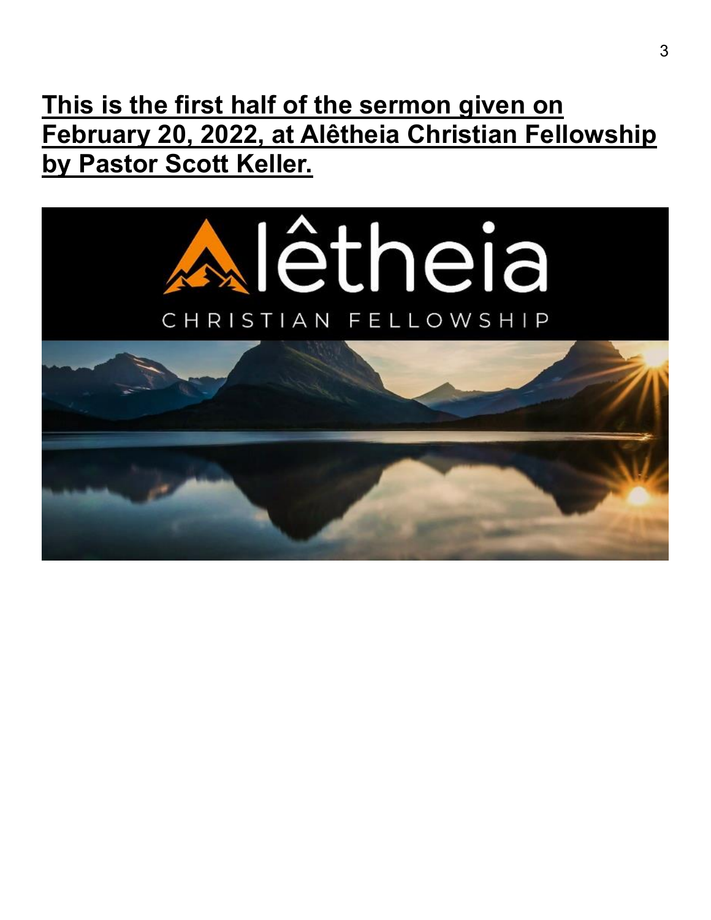**<u>This is the first half of the sermon given on February 20, 2022, at Alêtheia Christian Fellowship by Pastor Scott Keller.</u>**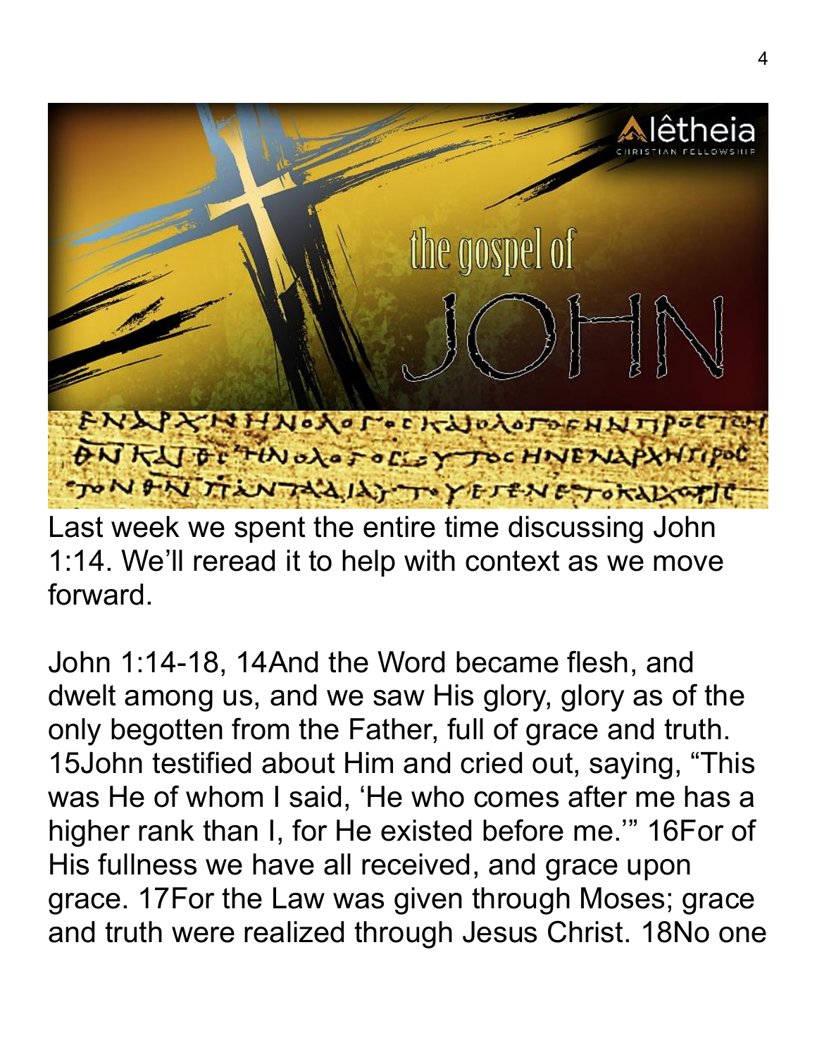Last week we spent the entire time discussing John 1:14. We'll reread it to help with context as we move forward.

John 1:14-18, 14And the Word became flesh, and dwelt among us, and we saw His glory, glory as of the only begotten from the Father, full of grace and truth. 15John testified about Him and cried out, saying, "This was He of whom I said, 'He who comes after me has a higher rank than I, for He existed before me.'" 16For of His fullness we have all received, and grace upon grace. 17For the Law was given through Moses; grace and truth were realized through Jesus Christ. 18No one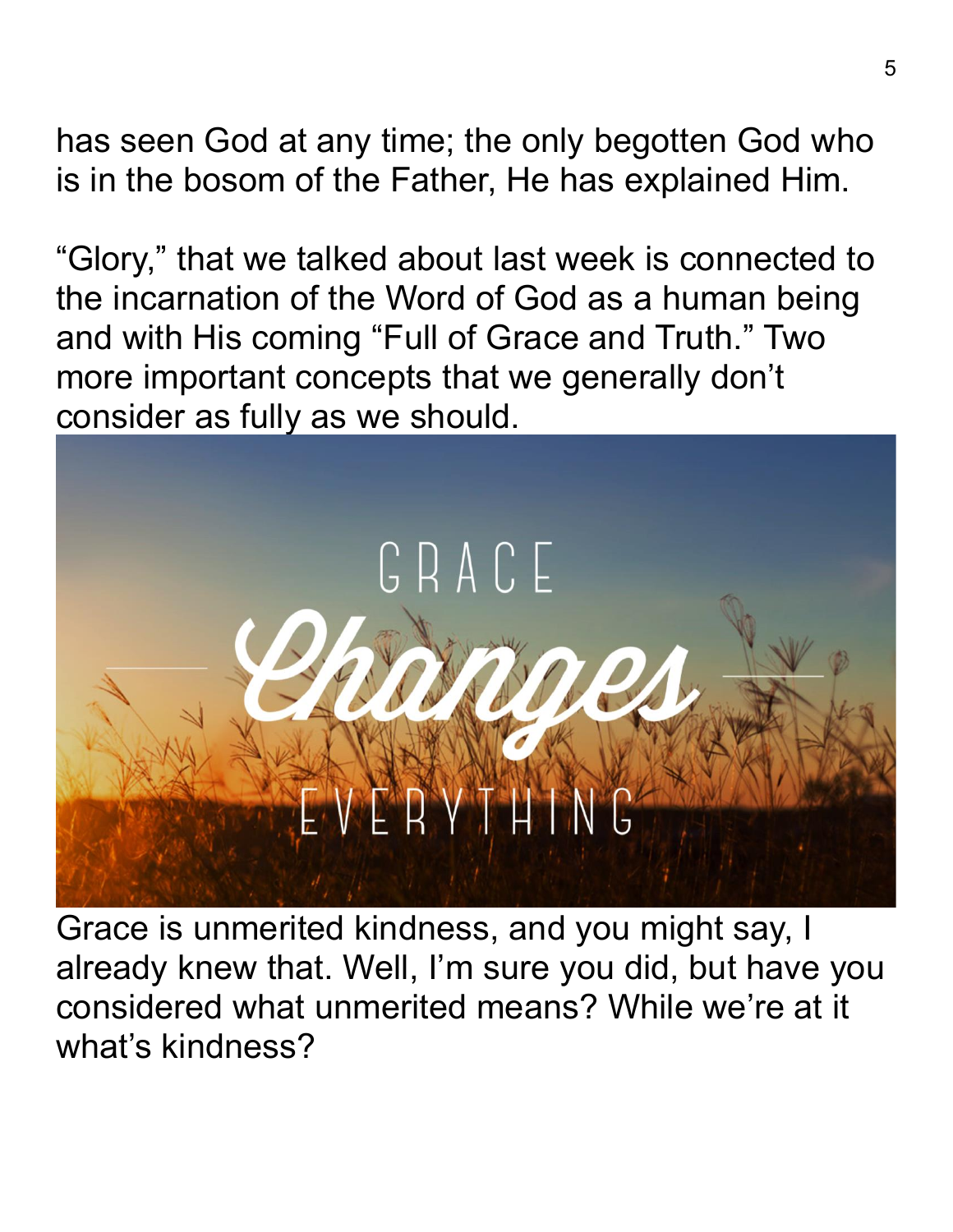has seen God at any time; the only begotten God who is in the bosom of the Father, He has explained Him.

“Glory,” that we talked about last week is connected to the incarnation of the Word of God as a human being and with His coming “Full of Grace and Truth.” Two more important concepts that we generally don’t consider as fully as we should.

GRACE *Changes* EVERYTHING

Grace is unmerited kindness, and you might say, I already knew that. Well, I’m sure you did, but have you considered what unmerited means? While we’re at it what’s kindness?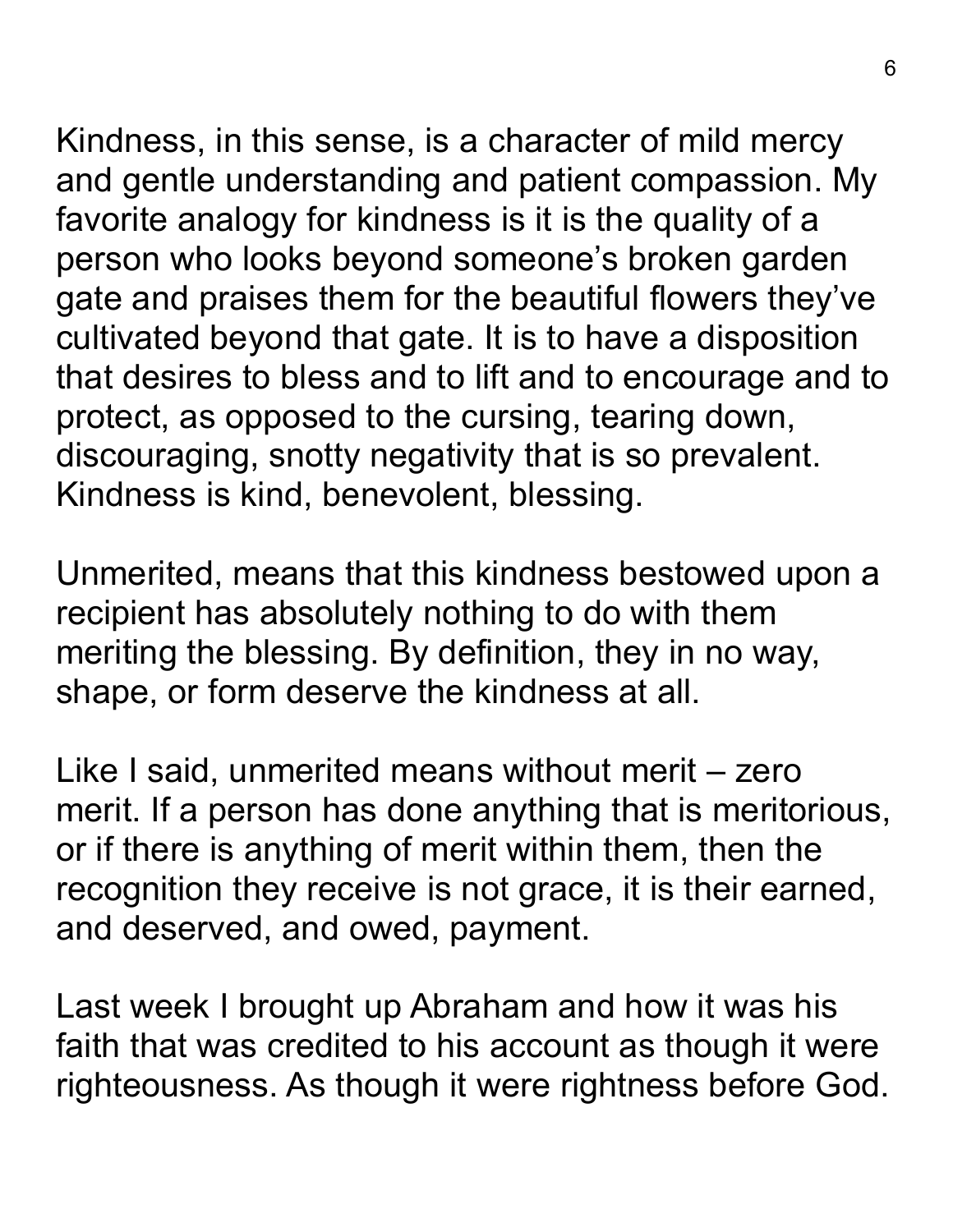Kindness, in this sense, is a character of mild mercy and gentle understanding and patient compassion. My favorite analogy for kindness is it is the quality of a person who looks beyond someone's broken garden gate and praises them for the beautiful flowers they've cultivated beyond that gate. It is to have a disposition that desires to bless and to lift and to encourage and to protect, as opposed to the cursing, tearing down, discouraging, snotty negativity that is so prevalent. Kindness is kind, benevolent, blessing.

Unmerited, means that this kindness bestowed upon a recipient has absolutely nothing to do with them meriting the blessing. By definition, they in no way, shape, or form deserve the kindness at all.

Like I said, unmerited means without merit – zero merit. If a person has done anything that is meritorious, or if there is anything of merit within them, then the recognition they receive is not grace, it is their earned, and deserved, and owed, payment.

Last week I brought up Abraham and how it was his faith that was credited to his account as though it were righteousness. As though it were rightness before God.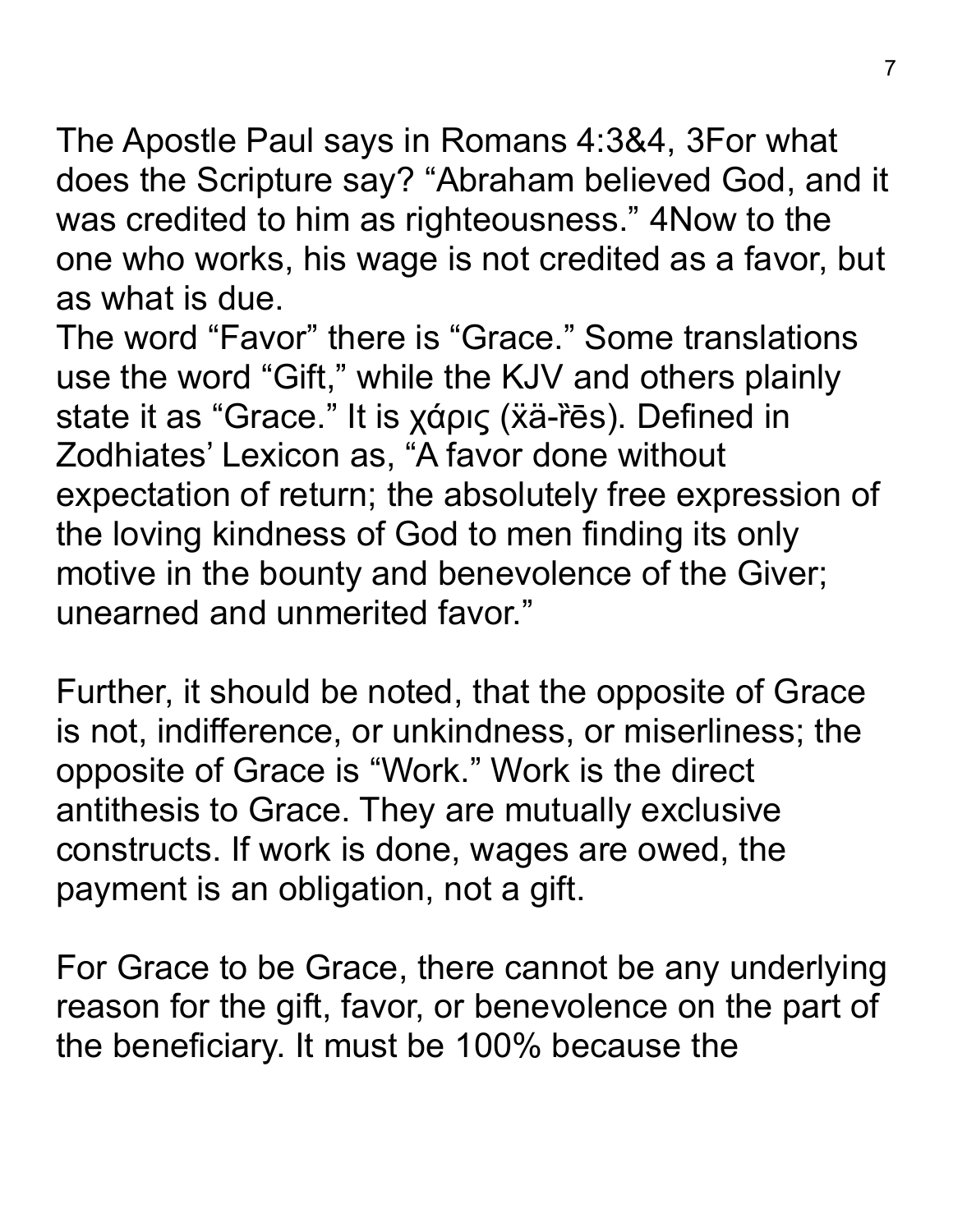The Apostle Paul says in Romans 4:3&4, 3For what does the Scripture say? “Abraham believed God, and it was credited to him as righteousness.” 4Now to the one who works, his wage is not credited as a favor, but as what is due.

The word “Favor” there is “Grace.” Some translations use the word “Gift,” while the KJV and others plainly state it as “Grace.” It is χάρις (ẍä-r̈ēs). Defined in Zodhiates’ Lexicon as, “A favor done without expectation of return; the absolutely free expression of the loving kindness of God to men finding its only motive in the bounty and benevolence of the Giver; unearned and unmerited favor.”

Further, it should be noted, that the opposite of Grace is not, indifference, or unkindness, or miserliness; the opposite of Grace is “Work.” Work is the direct antithesis to Grace. They are mutually exclusive constructs. If work is done, wages are owed, the payment is an obligation, not a gift.

For Grace to be Grace, there cannot be any underlying reason for the gift, favor, or benevolence on the part of the beneficiary. It must be 100% because the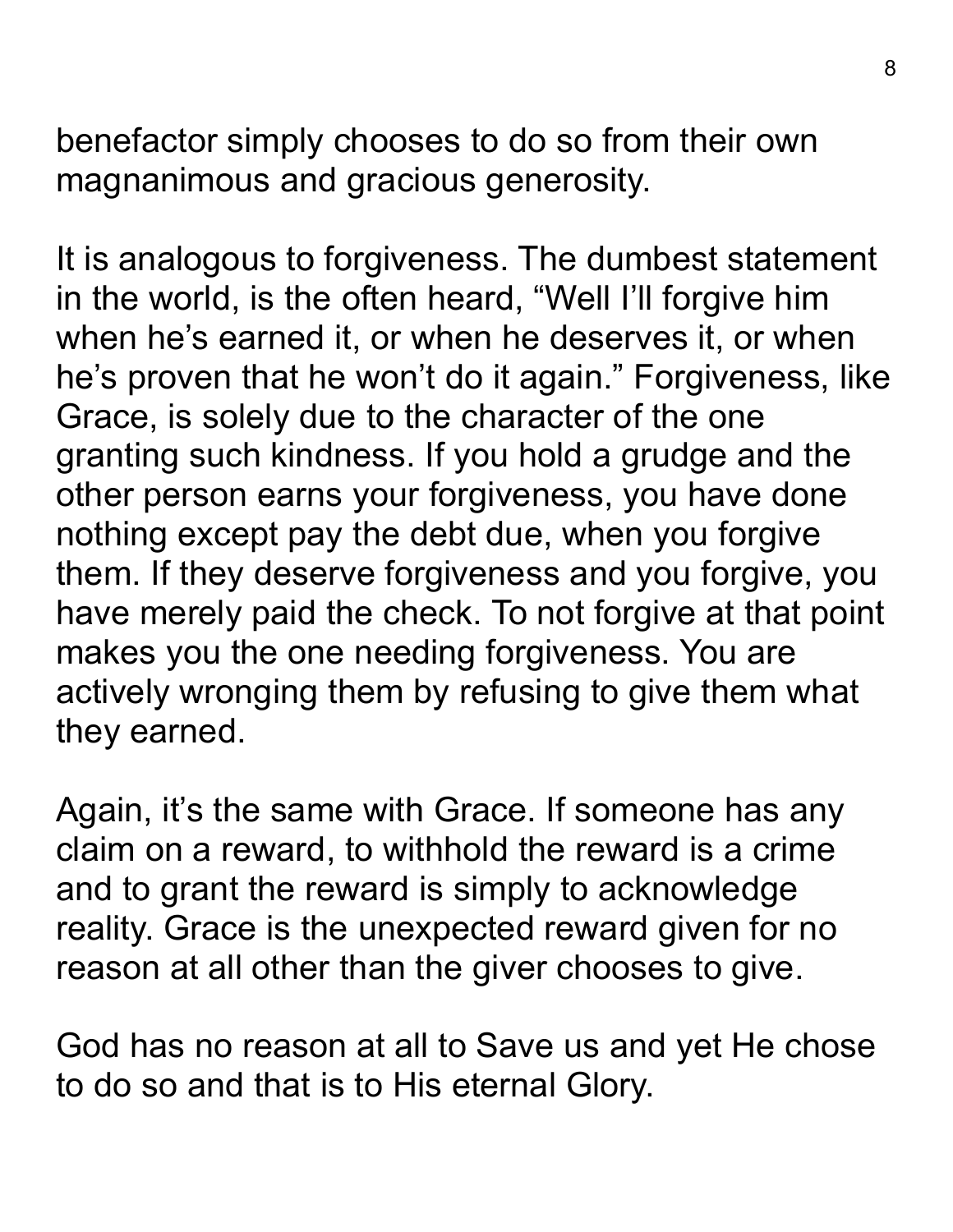benefactor simply chooses to do so from their own magnanimous and gracious generosity.

It is analogous to forgiveness. The dumbest statement in the world, is the often heard, “Well I’ll forgive him when he’s earned it, or when he deserves it, or when he’s proven that he won’t do it again.” Forgiveness, like Grace, is solely due to the character of the one granting such kindness. If you hold a grudge and the other person earns your forgiveness, you have done nothing except pay the debt due, when you forgive them. If they deserve forgiveness and you forgive, you have merely paid the check. To not forgive at that point makes you the one needing forgiveness. You are actively wronging them by refusing to give them what they earned.

Again, it’s the same with Grace. If someone has any claim on a reward, to withhold the reward is a crime and to grant the reward is simply to acknowledge reality. Grace is the unexpected reward given for no reason at all other than the giver chooses to give.

God has no reason at all to Save us and yet He chose to do so and that is to His eternal Glory.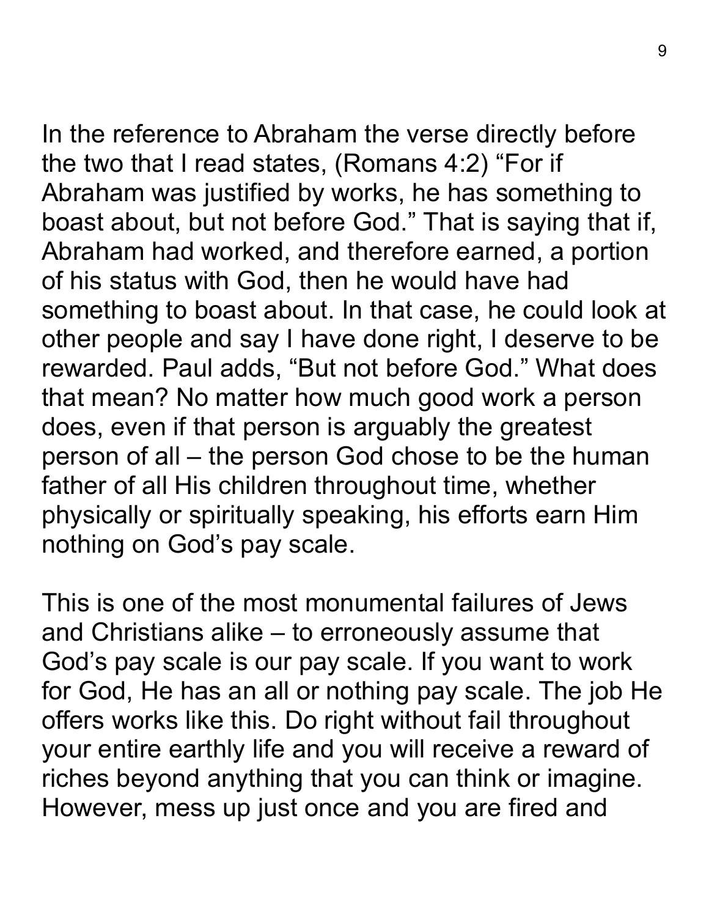In the reference to Abraham the verse directly before the two that I read states, (Romans 4:2) "For if Abraham was justified by works, he has something to boast about, but not before God." That is saying that if, Abraham had worked, and therefore earned, a portion of his status with God, then he would have had something to boast about. In that case, he could look at other people and say I have done right, I deserve to be rewarded. Paul adds, "But not before God." What does that mean? No matter how much good work a person does, even if that person is arguably the greatest person of all – the person God chose to be the human father of all His children throughout time, whether physically or spiritually speaking, his efforts earn Him nothing on God's pay scale.

This is one of the most monumental failures of Jews and Christians alike – to erroneously assume that God's pay scale is our pay scale. If you want to work for God, He has an all or nothing pay scale. The job He offers works like this. Do right without fail throughout your entire earthly life and you will receive a reward of riches beyond anything that you can think or imagine. However, mess up just once and you are fired and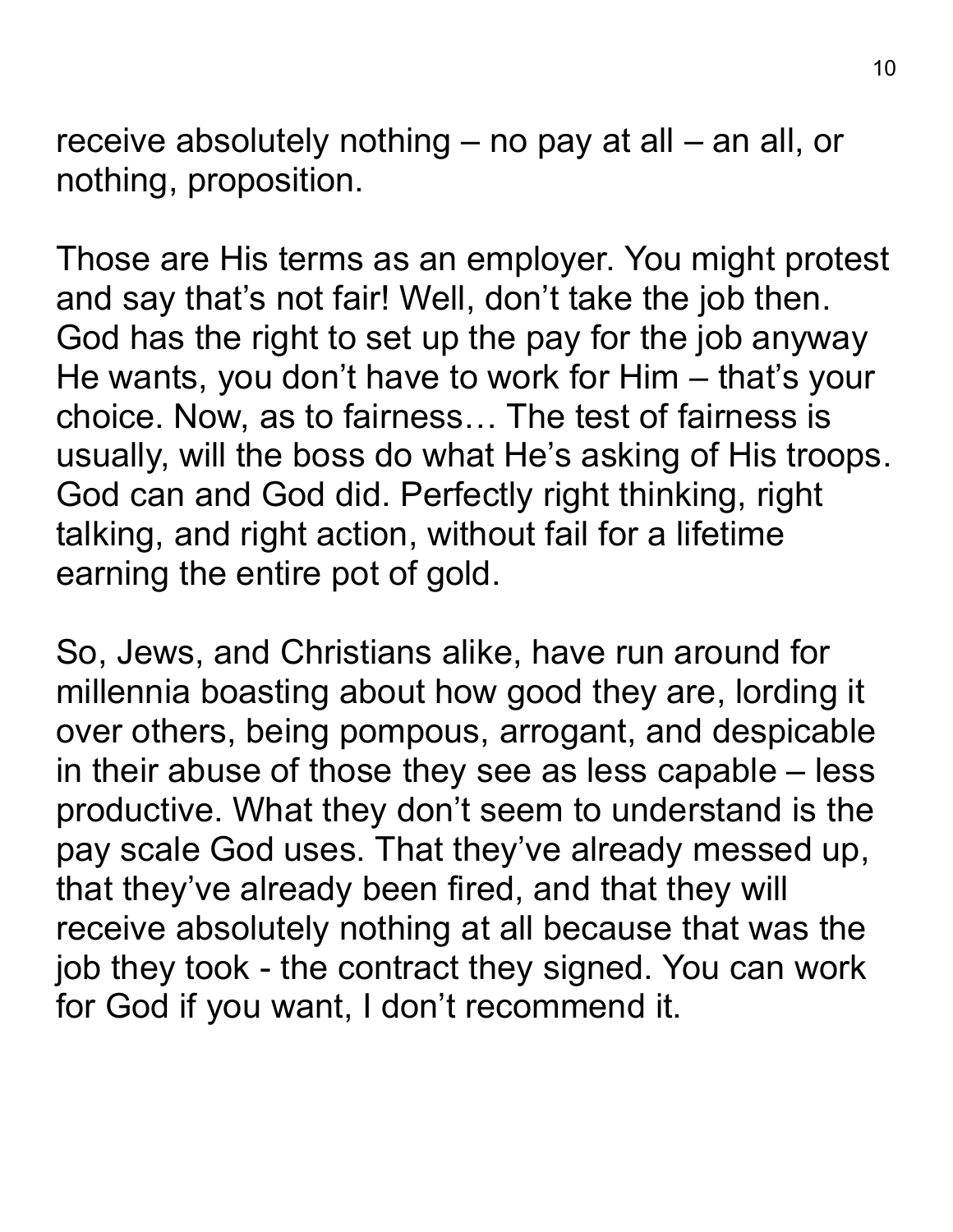receive absolutely nothing – no pay at all – an all, or nothing, proposition.

Those are His terms as an employer. You might protest and say that's not fair! Well, don't take the job then. God has the right to set up the pay for the job anyway He wants, you don't have to work for Him – that's your choice. Now, as to fairness… The test of fairness is usually, will the boss do what He's asking of His troops. God can and God did. Perfectly right thinking, right talking, and right action, without fail for a lifetime earning the entire pot of gold.

So, Jews, and Christians alike, have run around for millennia boasting about how good they are, lording it over others, being pompous, arrogant, and despicable in their abuse of those they see as less capable – less productive. What they don't seem to understand is the pay scale God uses. That they've already messed up, that they've already been fired, and that they will receive absolutely nothing at all because that was the job they took - the contract they signed. You can work for God if you want, I don't recommend it.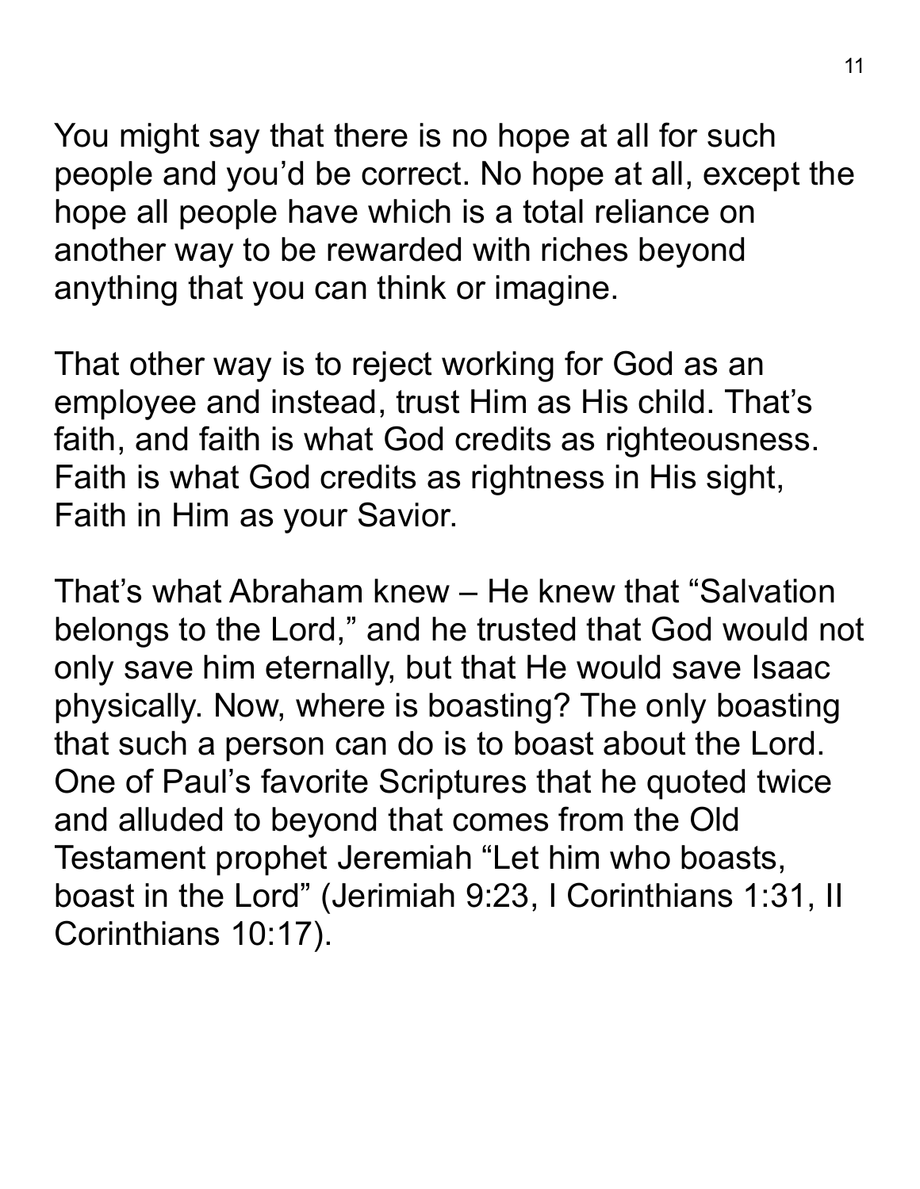You might say that there is no hope at all for such people and you'd be correct. No hope at all, except the hope all people have which is a total reliance on another way to be rewarded with riches beyond anything that you can think or imagine.

That other way is to reject working for God as an employee and instead, trust Him as His child. That's faith, and faith is what God credits as righteousness. Faith is what God credits as rightness in His sight, Faith in Him as your Savior.

That's what Abraham knew – He knew that "Salvation belongs to the Lord," and he trusted that God would not only save him eternally, but that He would save Isaac physically. Now, where is boasting? The only boasting that such a person can do is to boast about the Lord. One of Paul's favorite Scriptures that he quoted twice and alluded to beyond that comes from the Old Testament prophet Jeremiah "Let him who boasts, boast in the Lord" (Jerimiah 9:23, I Corinthians 1:31, II Corinthians 10:17).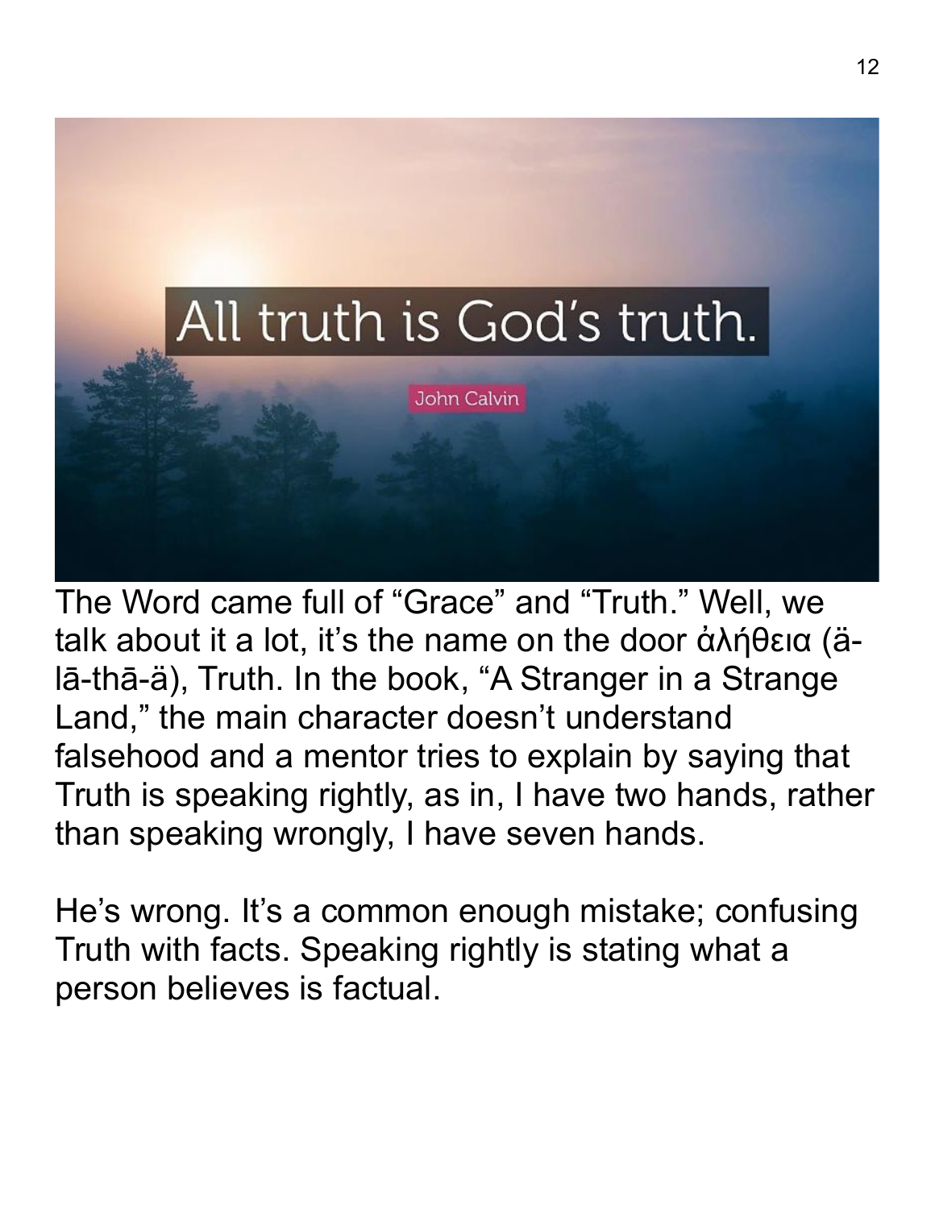All truth is God's truth.

John Calvin

The Word came full of "Grace" and "Truth." Well, we talk about it a lot, it's the name on the door ἀλήθεια (ä-lā-thā-ä), Truth. In the book, "A Stranger in a Strange Land," the main character doesn't understand falsehood and a mentor tries to explain by saying that Truth is speaking rightly, as in, I have two hands, rather than speaking wrongly, I have seven hands.

He's wrong. It's a common enough mistake; confusing Truth with facts. Speaking rightly is stating what a person believes is factual.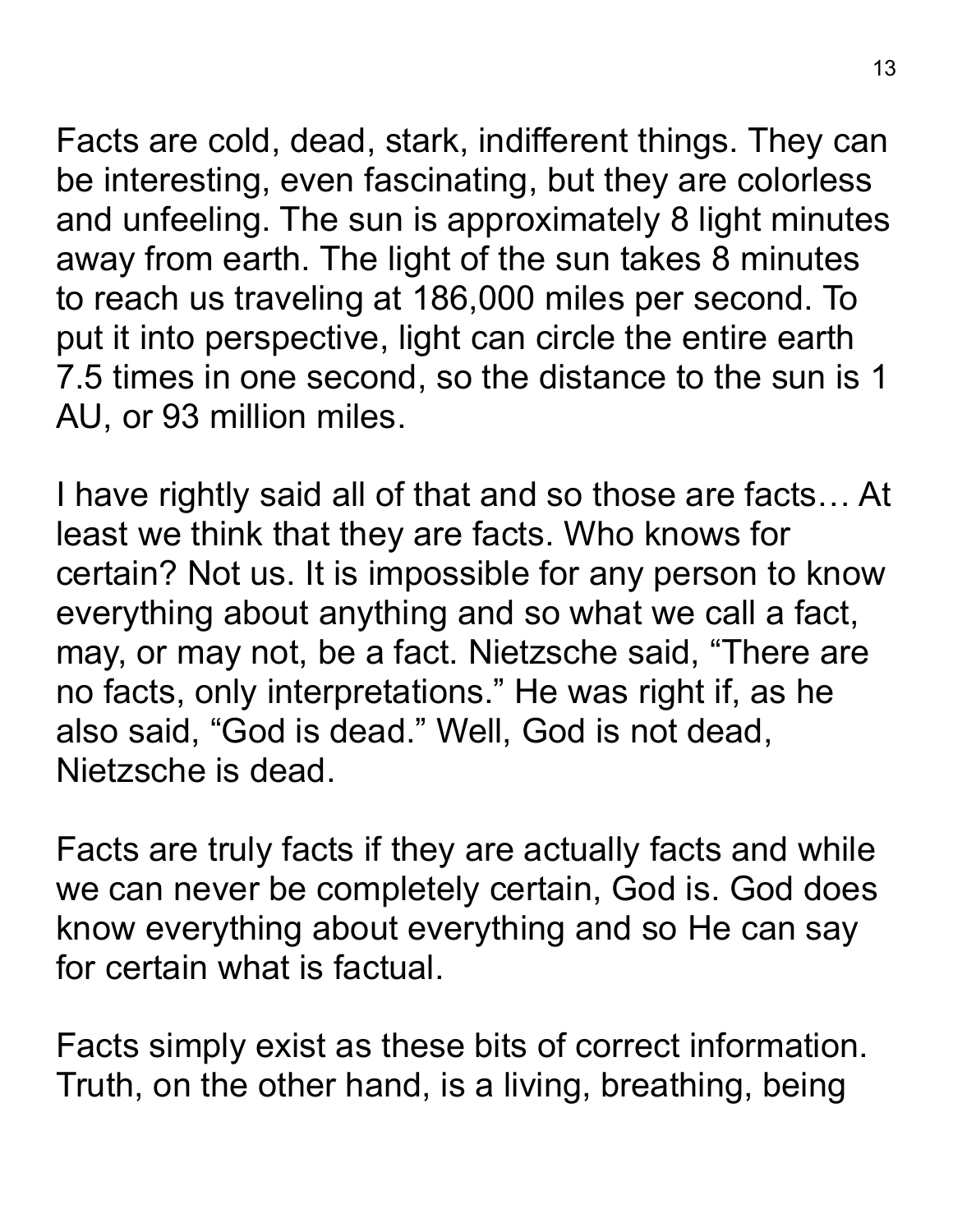Facts are cold, dead, stark, indifferent things. They can be interesting, even fascinating, but they are colorless and unfeeling. The sun is approximately 8 light minutes away from earth. The light of the sun takes 8 minutes to reach us traveling at 186,000 miles per second. To put it into perspective, light can circle the entire earth 7.5 times in one second, so the distance to the sun is 1 AU, or 93 million miles.

I have rightly said all of that and so those are facts… At least we think that they are facts. Who knows for certain? Not us. It is impossible for any person to know everything about anything and so what we call a fact, may, or may not, be a fact. Nietzsche said, “There are no facts, only interpretations.” He was right if, as he also said, “God is dead.” Well, God is not dead, Nietzsche is dead.

Facts are truly facts if they are actually facts and while we can never be completely certain, God is. God does know everything about everything and so He can say for certain what is factual.

Facts simply exist as these bits of correct information. Truth, on the other hand, is a living, breathing, being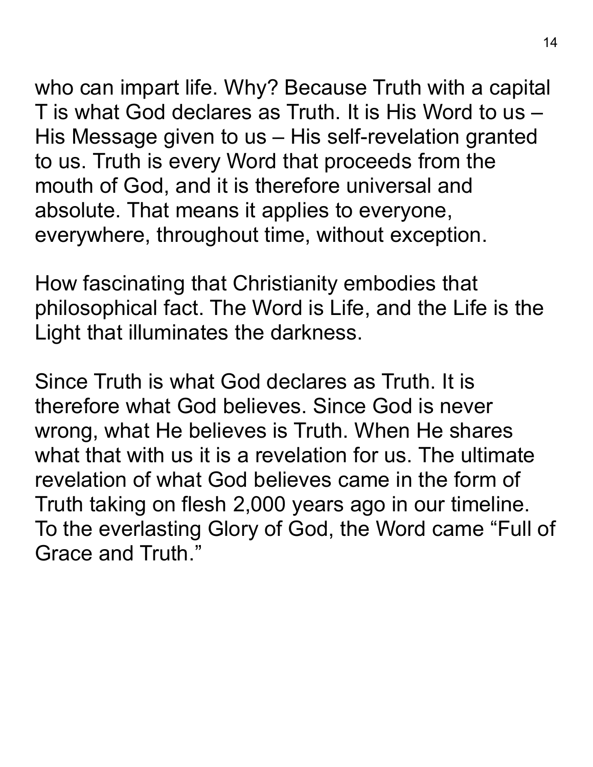who can impart life. Why? Because Truth with a capital T is what God declares as Truth. It is His Word to us – His Message given to us – His self-revelation granted to us. Truth is every Word that proceeds from the mouth of God, and it is therefore universal and absolute. That means it applies to everyone, everywhere, throughout time, without exception.

How fascinating that Christianity embodies that philosophical fact. The Word is Life, and the Life is the Light that illuminates the darkness.

Since Truth is what God declares as Truth. It is therefore what God believes. Since God is never wrong, what He believes is Truth. When He shares what that with us it is a revelation for us. The ultimate revelation of what God believes came in the form of Truth taking on flesh 2,000 years ago in our timeline. To the everlasting Glory of God, the Word came “Full of Grace and Truth.”